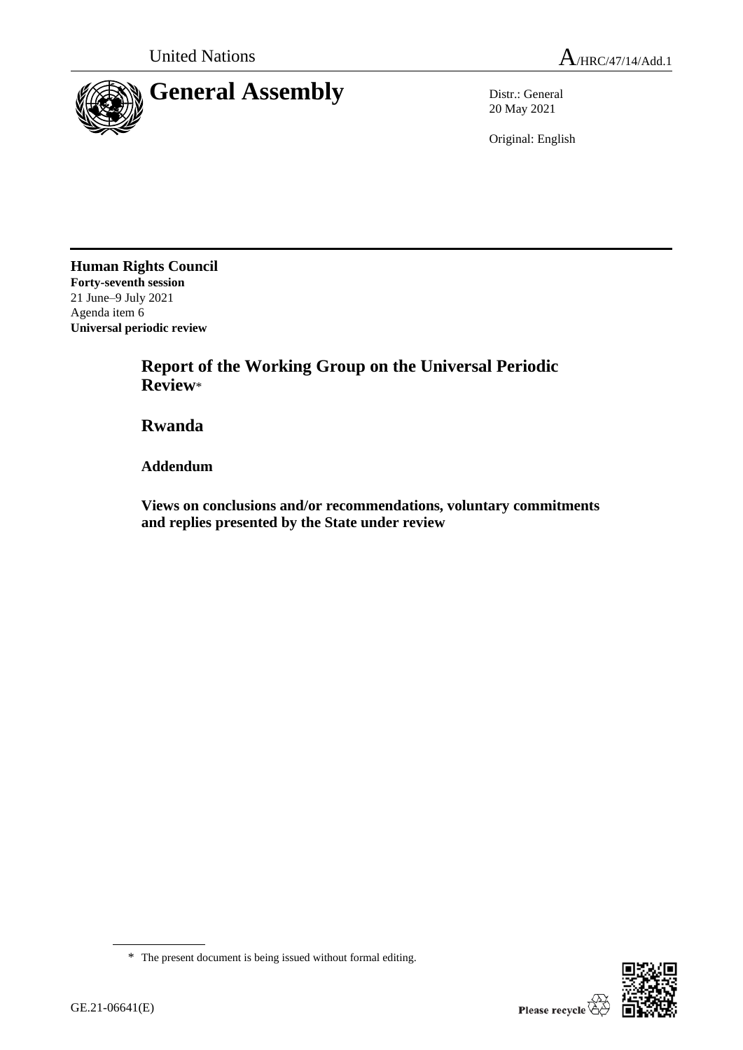United Nations

A/HRC/47/14/Add.1

# General Assembly

Distr.: General
20 May 2021

Original: English

**Human Rights Council**
**Forty-seventh session**
21 June–9 July 2021
Agenda item 6
**Universal periodic review**

## Report of the Working Group on the Universal Periodic Review*

## Rwanda

### Addendum

### Views on conclusions and/or recommendations, voluntary commitments and replies presented by the State under review

* The present document is being issued without formal editing.

GE.21-06641(E)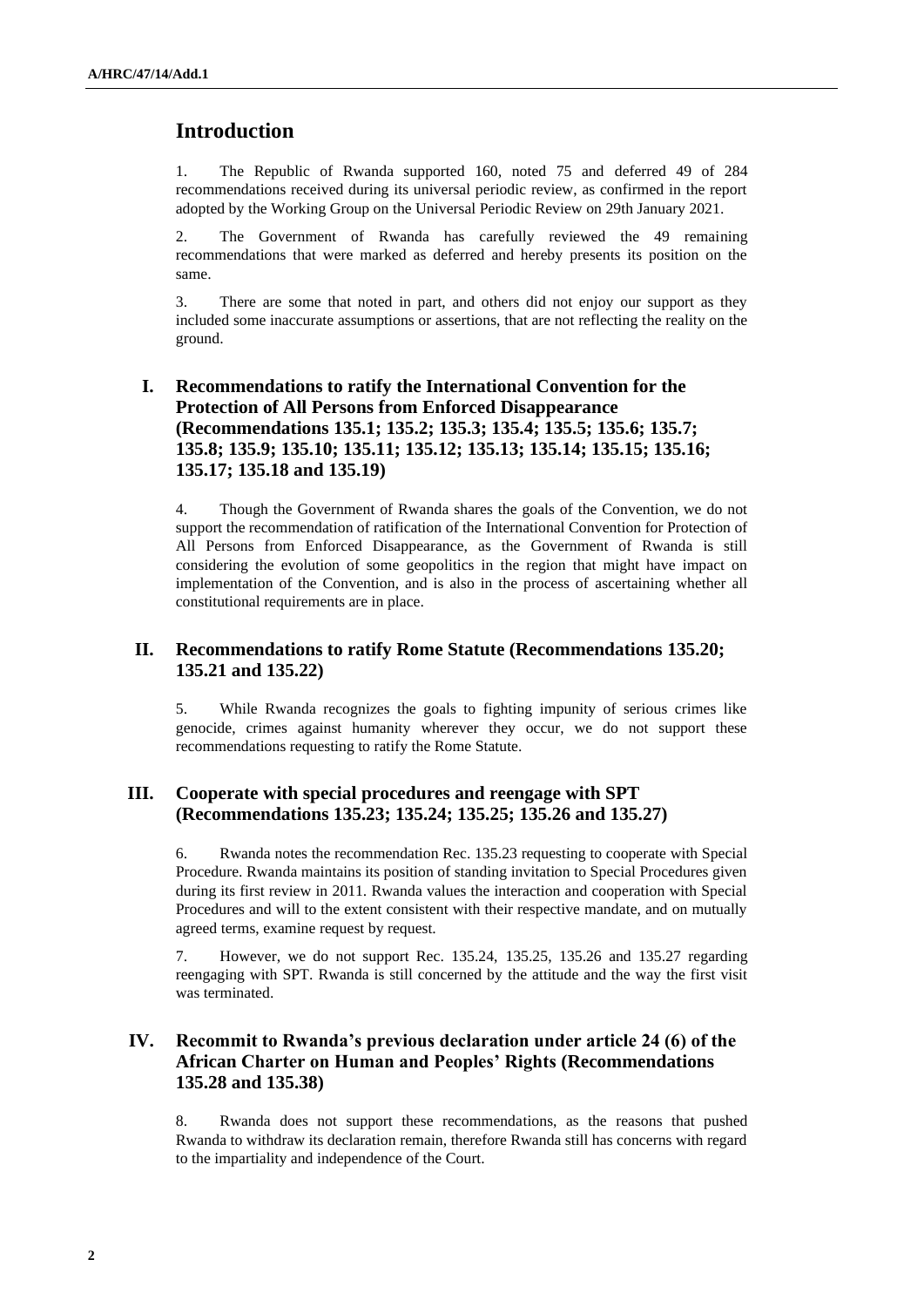## Introduction

1. The Republic of Rwanda supported 160, noted 75 and deferred 49 of 284 recommendations received during its universal periodic review, as confirmed in the report adopted by the Working Group on the Universal Periodic Review on 29th January 2021.

2. The Government of Rwanda has carefully reviewed the 49 remaining recommendations that were marked as deferred and hereby presents its position on the same.

3. There are some that noted in part, and others did not enjoy our support as they included some inaccurate assumptions or assertions, that are not reflecting the reality on the ground.

## I. Recommendations to ratify the International Convention for the Protection of All Persons from Enforced Disappearance (Recommendations 135.1; 135.2; 135.3; 135.4; 135.5; 135.6; 135.7; 135.8; 135.9; 135.10; 135.11; 135.12; 135.13; 135.14; 135.15; 135.16; 135.17; 135.18 and 135.19)

4. Though the Government of Rwanda shares the goals of the Convention, we do not support the recommendation of ratification of the International Convention for Protection of All Persons from Enforced Disappearance, as the Government of Rwanda is still considering the evolution of some geopolitics in the region that might have impact on implementation of the Convention, and is also in the process of ascertaining whether all constitutional requirements are in place.

## II. Recommendations to ratify Rome Statute (Recommendations 135.20; 135.21 and 135.22)

5. While Rwanda recognizes the goals to fighting impunity of serious crimes like genocide, crimes against humanity wherever they occur, we do not support these recommendations requesting to ratify the Rome Statute.

## III. Cooperate with special procedures and reengage with SPT (Recommendations 135.23; 135.24; 135.25; 135.26 and 135.27)

6. Rwanda notes the recommendation Rec. 135.23 requesting to cooperate with Special Procedure. Rwanda maintains its position of standing invitation to Special Procedures given during its first review in 2011. Rwanda values the interaction and cooperation with Special Procedures and will to the extent consistent with their respective mandate, and on mutually agreed terms, examine request by request.

7. However, we do not support Rec. 135.24, 135.25, 135.26 and 135.27 regarding reengaging with SPT. Rwanda is still concerned by the attitude and the way the first visit was terminated.

## IV. Recommit to Rwanda's previous declaration under article 24 (6) of the African Charter on Human and Peoples' Rights (Recommendations 135.28 and 135.38)

8. Rwanda does not support these recommendations, as the reasons that pushed Rwanda to withdraw its declaration remain, therefore Rwanda still has concerns with regard to the impartiality and independence of the Court.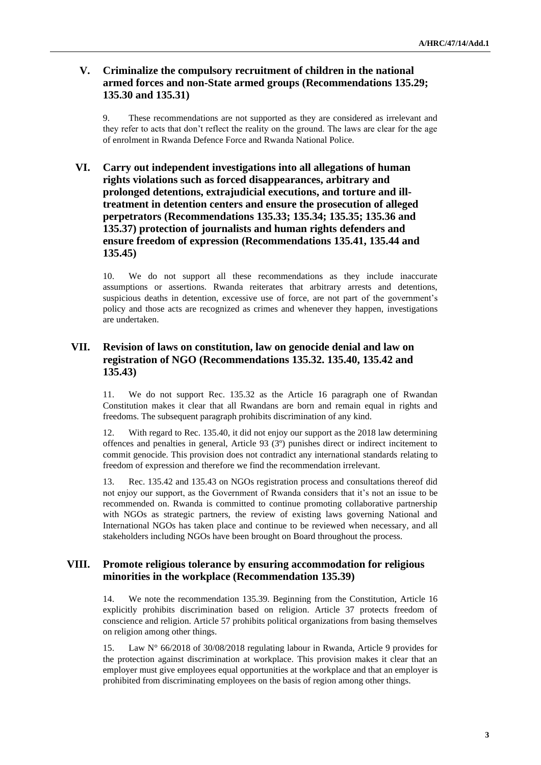## V. Criminalize the compulsory recruitment of children in the national armed forces and non-State armed groups (Recommendations 135.29; 135.30 and 135.31)

9. These recommendations are not supported as they are considered as irrelevant and they refer to acts that don't reflect the reality on the ground. The laws are clear for the age of enrolment in Rwanda Defence Force and Rwanda National Police.

## VI. Carry out independent investigations into all allegations of human rights violations such as forced disappearances, arbitrary and prolonged detentions, extrajudicial executions, and torture and ill-treatment in detention centers and ensure the prosecution of alleged perpetrators (Recommendations 135.33; 135.34; 135.35; 135.36 and 135.37) protection of journalists and human rights defenders and ensure freedom of expression (Recommendations 135.41, 135.44 and 135.45)

10. We do not support all these recommendations as they include inaccurate assumptions or assertions. Rwanda reiterates that arbitrary arrests and detentions, suspicious deaths in detention, excessive use of force, are not part of the government's policy and those acts are recognized as crimes and whenever they happen, investigations are undertaken.

## VII. Revision of laws on constitution, law on genocide denial and law on registration of NGO (Recommendations 135.32. 135.40, 135.42 and 135.43)

11. We do not support Rec. 135.32 as the Article 16 paragraph one of Rwandan Constitution makes it clear that all Rwandans are born and remain equal in rights and freedoms. The subsequent paragraph prohibits discrimination of any kind.

12. With regard to Rec. 135.40, it did not enjoy our support as the 2018 law determining offences and penalties in general, Article 93 (3º) punishes direct or indirect incitement to commit genocide. This provision does not contradict any international standards relating to freedom of expression and therefore we find the recommendation irrelevant.

13. Rec. 135.42 and 135.43 on NGOs registration process and consultations thereof did not enjoy our support, as the Government of Rwanda considers that it's not an issue to be recommended on. Rwanda is committed to continue promoting collaborative partnership with NGOs as strategic partners, the review of existing laws governing National and International NGOs has taken place and continue to be reviewed when necessary, and all stakeholders including NGOs have been brought on Board throughout the process.

## VIII. Promote religious tolerance by ensuring accommodation for religious minorities in the workplace (Recommendation 135.39)

14. We note the recommendation 135.39. Beginning from the Constitution, Article 16 explicitly prohibits discrimination based on religion. Article 37 protects freedom of conscience and religion. Article 57 prohibits political organizations from basing themselves on religion among other things.

15. Law N° 66/2018 of 30/08/2018 regulating labour in Rwanda, Article 9 provides for the protection against discrimination at workplace. This provision makes it clear that an employer must give employees equal opportunities at the workplace and that an employer is prohibited from discriminating employees on the basis of region among other things.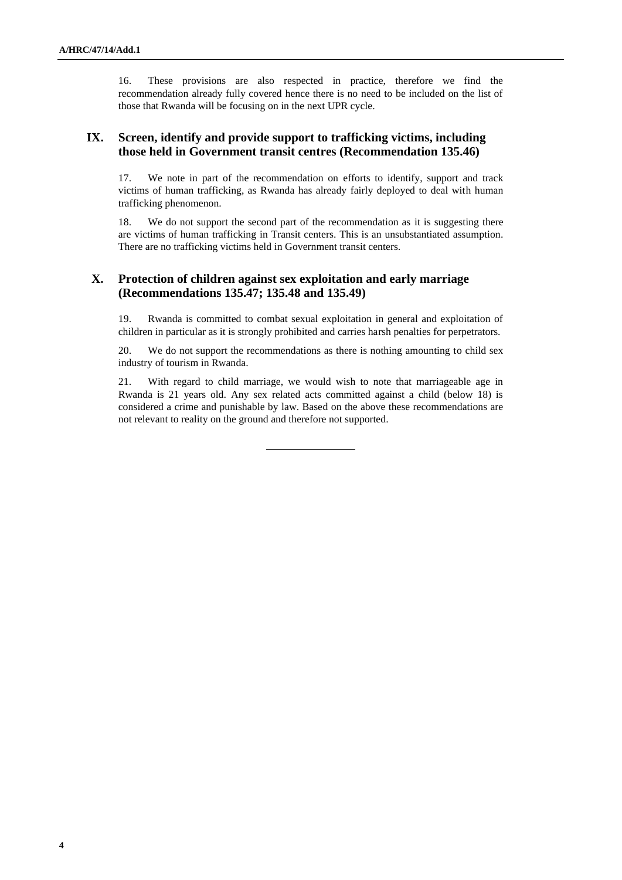16. These provisions are also respected in practice, therefore we find the recommendation already fully covered hence there is no need to be included on the list of those that Rwanda will be focusing on in the next UPR cycle.

## IX. Screen, identify and provide support to trafficking victims, including those held in Government transit centres (Recommendation 135.46)

17. We note in part of the recommendation on efforts to identify, support and track victims of human trafficking, as Rwanda has already fairly deployed to deal with human trafficking phenomenon.

18. We do not support the second part of the recommendation as it is suggesting there are victims of human trafficking in Transit centers. This is an unsubstantiated assumption. There are no trafficking victims held in Government transit centers.

## X. Protection of children against sex exploitation and early marriage (Recommendations 135.47; 135.48 and 135.49)

19. Rwanda is committed to combat sexual exploitation in general and exploitation of children in particular as it is strongly prohibited and carries harsh penalties for perpetrators.

20. We do not support the recommendations as there is nothing amounting to child sex industry of tourism in Rwanda.

21. With regard to child marriage, we would wish to note that marriageable age in Rwanda is 21 years old. Any sex related acts committed against a child (below 18) is considered a crime and punishable by law. Based on the above these recommendations are not relevant to reality on the ground and therefore not supported.